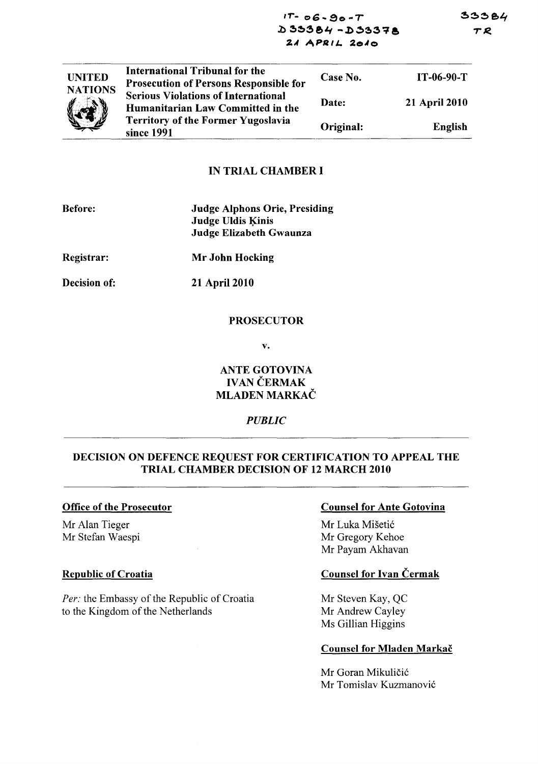IT-06-90-T
D33384 - D33378
21 APRIL 2010

33384
TR

| UNITED NATIONS | International Tribunal for the Prosecution of Persons Responsible for Serious Violations of International Humanitarian Law Committed in the Territory of the Former Yugoslavia since 1991 | Case No. | IT-06-90-T |
|---|---|---|---|
| | | Date: | 21 April 2010 |
| | | Original: | English |

## IN TRIAL CHAMBER I

**Before:** **Judge Alphons Orie, Presiding**
**Judge Uldis Ķinis**
**Judge Elizabeth Gwaunza**

**Registrar:** **Mr John Hocking**

**Decision of:** **21 April 2010**

**PROSECUTOR**

**v.**

**ANTE GOTOVINA**
**IVAN ČERMAK**
**MLADEN MARKAČ**

*PUBLIC*

## DECISION ON DEFENCE REQUEST FOR CERTIFICATION TO APPEAL THE TRIAL CHAMBER DECISION OF 12 MARCH 2010

**Office of the Prosecutor**

Mr Alan Tieger
Mr Stefan Waespi

**Republic of Croatia**

*Per:* the Embassy of the Republic of Croatia to the Kingdom of the Netherlands

**Counsel for Ante Gotovina**

Mr Luka Mišetić
Mr Gregory Kehoe
Mr Payam Akhavan

**Counsel for Ivan Čermak**

Mr Steven Kay, QC
Mr Andrew Cayley
Ms Gillian Higgins

**Counsel for Mladen Markač**

Mr Goran Mikuličić
Mr Tomislav Kuzmanović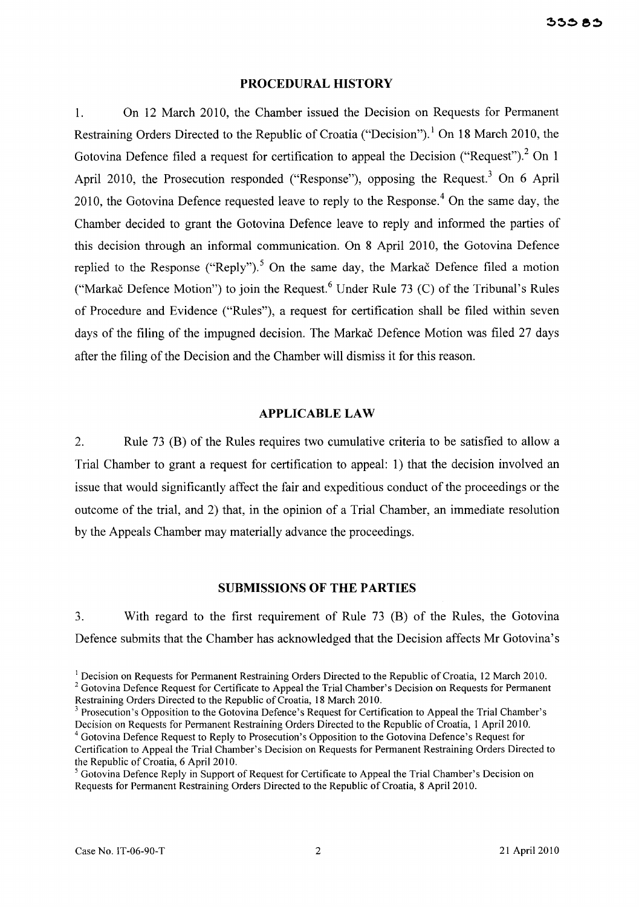## PROCEDURAL HISTORY

1. On 12 March 2010, the Chamber issued the Decision on Requests for Permanent Restraining Orders Directed to the Republic of Croatia ("Decision").[1] On 18 March 2010, the Gotovina Defence filed a request for certification to appeal the Decision ("Request").[2] On 1 April 2010, the Prosecution responded ("Response"), opposing the Request.[3] On 6 April 2010, the Gotovina Defence requested leave to reply to the Response.[4] On the same day, the Chamber decided to grant the Gotovina Defence leave to reply and informed the parties of this decision through an informal communication. On 8 April 2010, the Gotovina Defence replied to the Response ("Reply").[5] On the same day, the Markač Defence filed a motion ("Markač Defence Motion") to join the Request.[6] Under Rule 73 (C) of the Tribunal's Rules of Procedure and Evidence ("Rules"), a request for certification shall be filed within seven days of the filing of the impugned decision. The Markač Defence Motion was filed 27 days after the filing of the Decision and the Chamber will dismiss it for this reason.

## APPLICABLE LAW

2. Rule 73 (B) of the Rules requires two cumulative criteria to be satisfied to allow a Trial Chamber to grant a request for certification to appeal: 1) that the decision involved an issue that would significantly affect the fair and expeditious conduct of the proceedings or the outcome of the trial, and 2) that, in the opinion of a Trial Chamber, an immediate resolution by the Appeals Chamber may materially advance the proceedings.

## SUBMISSIONS OF THE PARTIES

3. With regard to the first requirement of Rule 73 (B) of the Rules, the Gotovina Defence submits that the Chamber has acknowledged that the Decision affects Mr Gotovina's

[1] Decision on Requests for Permanent Restraining Orders Directed to the Republic of Croatia, 12 March 2010.

[2] Gotovina Defence Request for Certificate to Appeal the Trial Chamber's Decision on Requests for Permanent Restraining Orders Directed to the Republic of Croatia, 18 March 2010.

[3] Prosecution's Opposition to the Gotovina Defence's Request for Certification to Appeal the Trial Chamber's Decision on Requests for Permanent Restraining Orders Directed to the Republic of Croatia, 1 April 2010.

[4] Gotovina Defence Request to Reply to Prosecution's Opposition to the Gotovina Defence's Request for Certification to Appeal the Trial Chamber's Decision on Requests for Permanent Restraining Orders Directed to the Republic of Croatia, 6 April 2010.

[5] Gotovina Defence Reply in Support of Request for Certificate to Appeal the Trial Chamber's Decision on Requests for Permanent Restraining Orders Directed to the Republic of Croatia, 8 April 2010.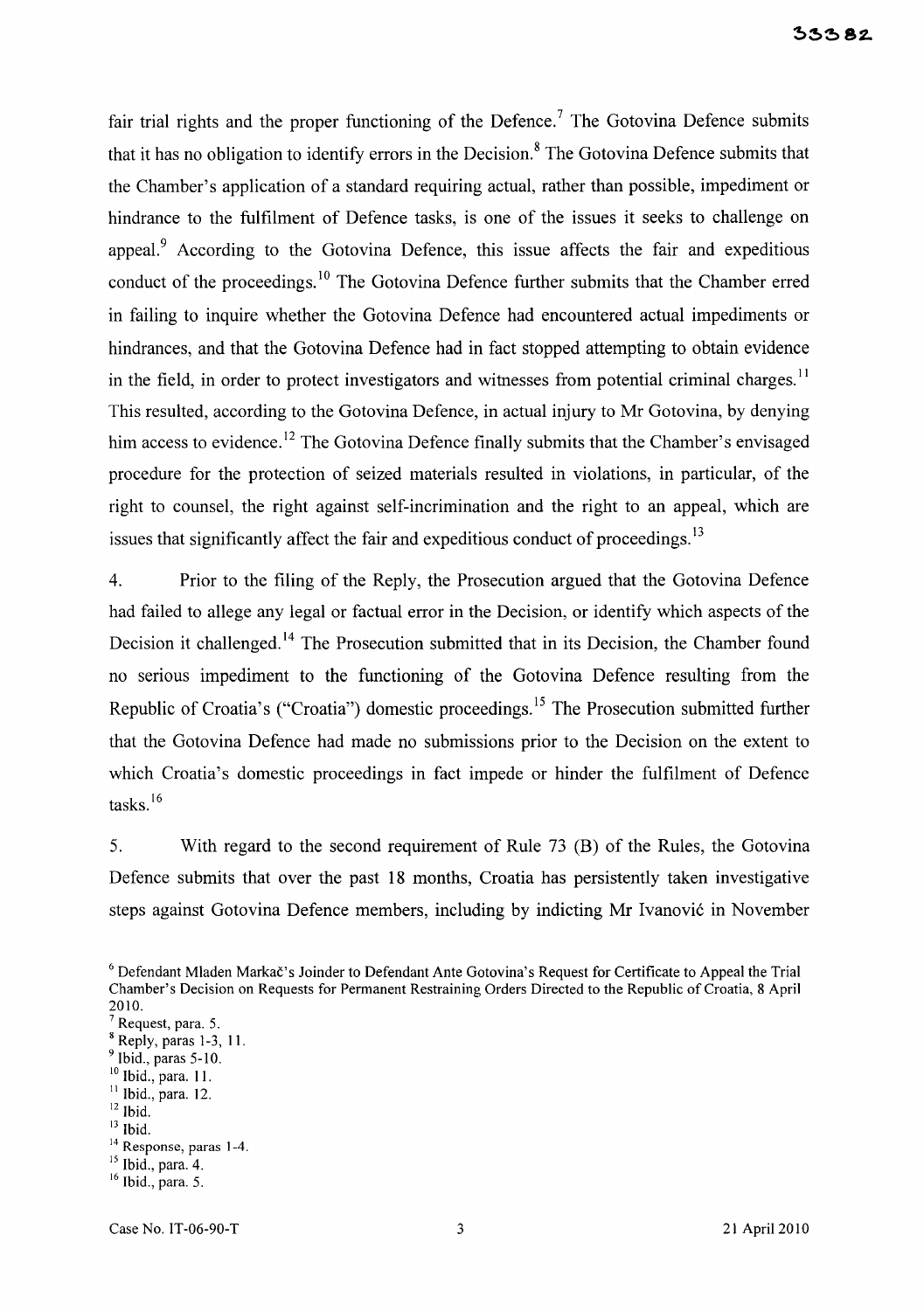fair trial rights and the proper functioning of the Defence.[7] The Gotovina Defence submits that it has no obligation to identify errors in the Decision.[8] The Gotovina Defence submits that the Chamber's application of a standard requiring actual, rather than possible, impediment or hindrance to the fulfilment of Defence tasks, is one of the issues it seeks to challenge on appeal.[9] According to the Gotovina Defence, this issue affects the fair and expeditious conduct of the proceedings.[10] The Gotovina Defence further submits that the Chamber erred in failing to inquire whether the Gotovina Defence had encountered actual impediments or hindrances, and that the Gotovina Defence had in fact stopped attempting to obtain evidence in the field, in order to protect investigators and witnesses from potential criminal charges.[11] This resulted, according to the Gotovina Defence, in actual injury to Mr Gotovina, by denying him access to evidence.[12] The Gotovina Defence finally submits that the Chamber's envisaged procedure for the protection of seized materials resulted in violations, in particular, of the right to counsel, the right against self-incrimination and the right to an appeal, which are issues that significantly affect the fair and expeditious conduct of proceedings.[13]

4. Prior to the filing of the Reply, the Prosecution argued that the Gotovina Defence had failed to allege any legal or factual error in the Decision, or identify which aspects of the Decision it challenged.[14] The Prosecution submitted that in its Decision, the Chamber found no serious impediment to the functioning of the Gotovina Defence resulting from the Republic of Croatia's ("Croatia") domestic proceedings.[15] The Prosecution submitted further that the Gotovina Defence had made no submissions prior to the Decision on the extent to which Croatia's domestic proceedings in fact impede or hinder the fulfilment of Defence tasks.[16]

5. With regard to the second requirement of Rule 73 (B) of the Rules, the Gotovina Defence submits that over the past 18 months, Croatia has persistently taken investigative steps against Gotovina Defence members, including by indicting Mr Ivanović in November

---

[6] Defendant Mladen Markač's Joinder to Defendant Ante Gotovina's Request for Certificate to Appeal the Trial Chamber's Decision on Requests for Permanent Restraining Orders Directed to the Republic of Croatia, 8 April 2010.

[7] Request, para. 5.

[8] Reply, paras 1-3, 11.

[9] Ibid., paras 5-10.

[10] Ibid., para. 11.

[11] Ibid., para. 12.

[12] Ibid.

[13] Ibid.

[14] Response, paras 1-4.

[15] Ibid., para. 4.

[16] Ibid., para. 5.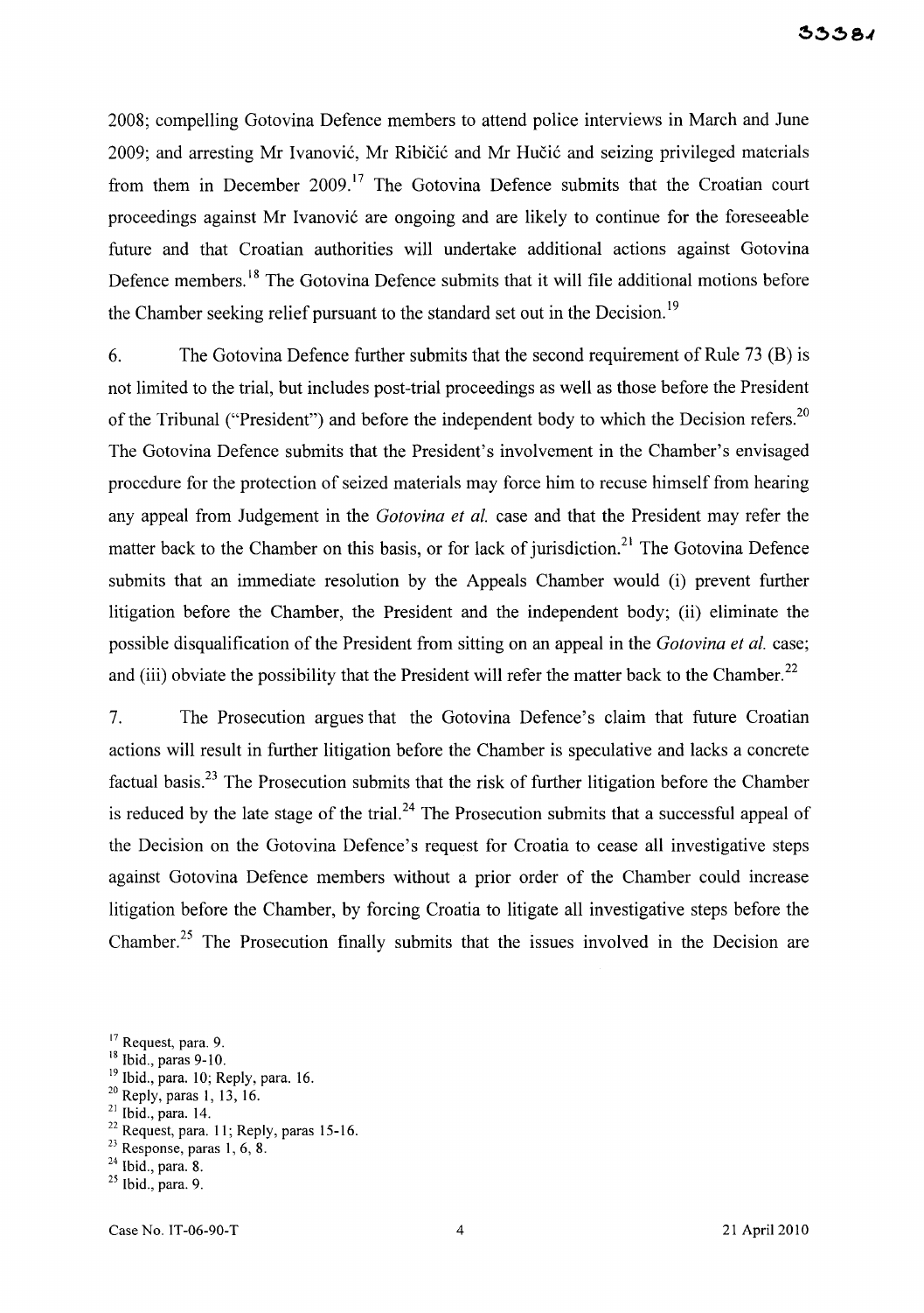2008; compelling Gotovina Defence members to attend police interviews in March and June 2009; and arresting Mr Ivanović, Mr Ribičić and Mr Hučić and seizing privileged materials from them in December 2009.[17] The Gotovina Defence submits that the Croatian court proceedings against Mr Ivanović are ongoing and are likely to continue for the foreseeable future and that Croatian authorities will undertake additional actions against Gotovina Defence members.[18] The Gotovina Defence submits that it will file additional motions before the Chamber seeking relief pursuant to the standard set out in the Decision.[19]

6. The Gotovina Defence further submits that the second requirement of Rule 73 (B) is not limited to the trial, but includes post-trial proceedings as well as those before the President of the Tribunal ("President") and before the independent body to which the Decision refers.[20] The Gotovina Defence submits that the President's involvement in the Chamber's envisaged procedure for the protection of seized materials may force him to recuse himself from hearing any appeal from Judgement in the *Gotovina et al.* case and that the President may refer the matter back to the Chamber on this basis, or for lack of jurisdiction.[21] The Gotovina Defence submits that an immediate resolution by the Appeals Chamber would (i) prevent further litigation before the Chamber, the President and the independent body; (ii) eliminate the possible disqualification of the President from sitting on an appeal in the *Gotovina et al.* case; and (iii) obviate the possibility that the President will refer the matter back to the Chamber.[22]

7. The Prosecution argues that the Gotovina Defence's claim that future Croatian actions will result in further litigation before the Chamber is speculative and lacks a concrete factual basis.[23] The Prosecution submits that the risk of further litigation before the Chamber is reduced by the late stage of the trial.[24] The Prosecution submits that a successful appeal of the Decision on the Gotovina Defence's request for Croatia to cease all investigative steps against Gotovina Defence members without a prior order of the Chamber could increase litigation before the Chamber, by forcing Croatia to litigate all investigative steps before the Chamber.[25] The Prosecution finally submits that the issues involved in the Decision are

[17] Request, para. 9.
[18] Ibid., paras 9-10.
[19] Ibid., para. 10; Reply, para. 16.
[20] Reply, paras 1, 13, 16.
[21] Ibid., para. 14.
[22] Request, para. 11; Reply, paras 15-16.
[23] Response, paras 1, 6, 8.
[24] Ibid., para. 8.
[25] Ibid., para. 9.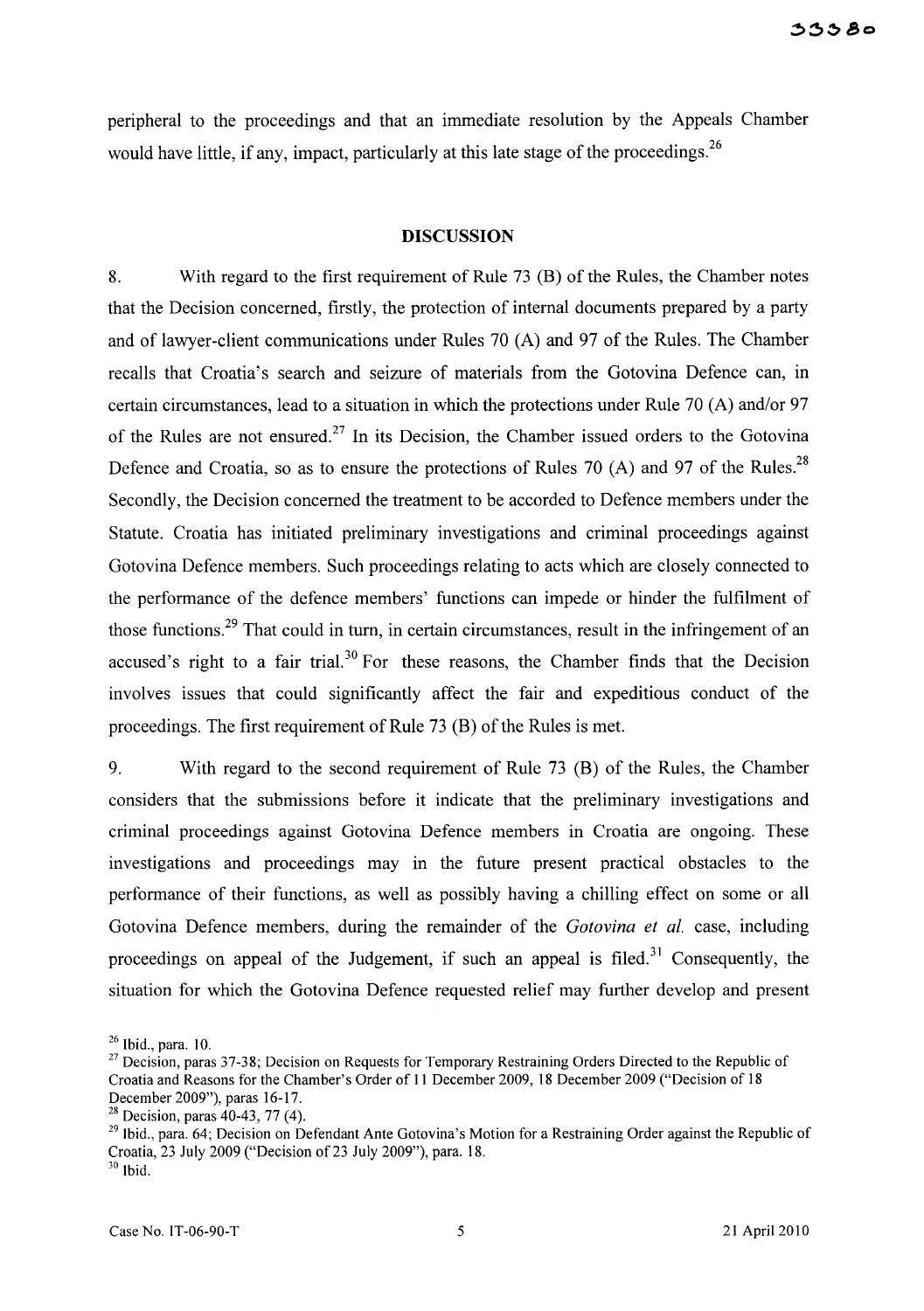peripheral to the proceedings and that an immediate resolution by the Appeals Chamber would have little, if any, impact, particularly at this late stage of the proceedings.[26]

## DISCUSSION

8. With regard to the first requirement of Rule 73 (B) of the Rules, the Chamber notes that the Decision concerned, firstly, the protection of internal documents prepared by a party and of lawyer-client communications under Rules 70 (A) and 97 of the Rules. The Chamber recalls that Croatia's search and seizure of materials from the Gotovina Defence can, in certain circumstances, lead to a situation in which the protections under Rule 70 (A) and/or 97 of the Rules are not ensured.[27] In its Decision, the Chamber issued orders to the Gotovina Defence and Croatia, so as to ensure the protections of Rules 70 (A) and 97 of the Rules.[28] Secondly, the Decision concerned the treatment to be accorded to Defence members under the Statute. Croatia has initiated preliminary investigations and criminal proceedings against Gotovina Defence members. Such proceedings relating to acts which are closely connected to the performance of the defence members' functions can impede or hinder the fulfilment of those functions.[29] That could in turn, in certain circumstances, result in the infringement of an accused's right to a fair trial.[30] For these reasons, the Chamber finds that the Decision involves issues that could significantly affect the fair and expeditious conduct of the proceedings. The first requirement of Rule 73 (B) of the Rules is met.

9. With regard to the second requirement of Rule 73 (B) of the Rules, the Chamber considers that the submissions before it indicate that the preliminary investigations and criminal proceedings against Gotovina Defence members in Croatia are ongoing. These investigations and proceedings may in the future present practical obstacles to the performance of their functions, as well as possibly having a chilling effect on some or all Gotovina Defence members, during the remainder of the *Gotovina et al.* case, including proceedings on appeal of the Judgement, if such an appeal is filed.[31] Consequently, the situation for which the Gotovina Defence requested relief may further develop and present

---

[26] Ibid., para. 10.

[27] Decision, paras 37-38; Decision on Requests for Temporary Restraining Orders Directed to the Republic of Croatia and Reasons for the Chamber's Order of 11 December 2009, 18 December 2009 ("Decision of 18 December 2009"), paras 16-17.

[28] Decision, paras 40-43, 77 (4).

[29] Ibid., para. 64; Decision on Defendant Ante Gotovina's Motion for a Restraining Order against the Republic of Croatia, 23 July 2009 ("Decision of 23 July 2009"), para. 18.

[30] Ibid.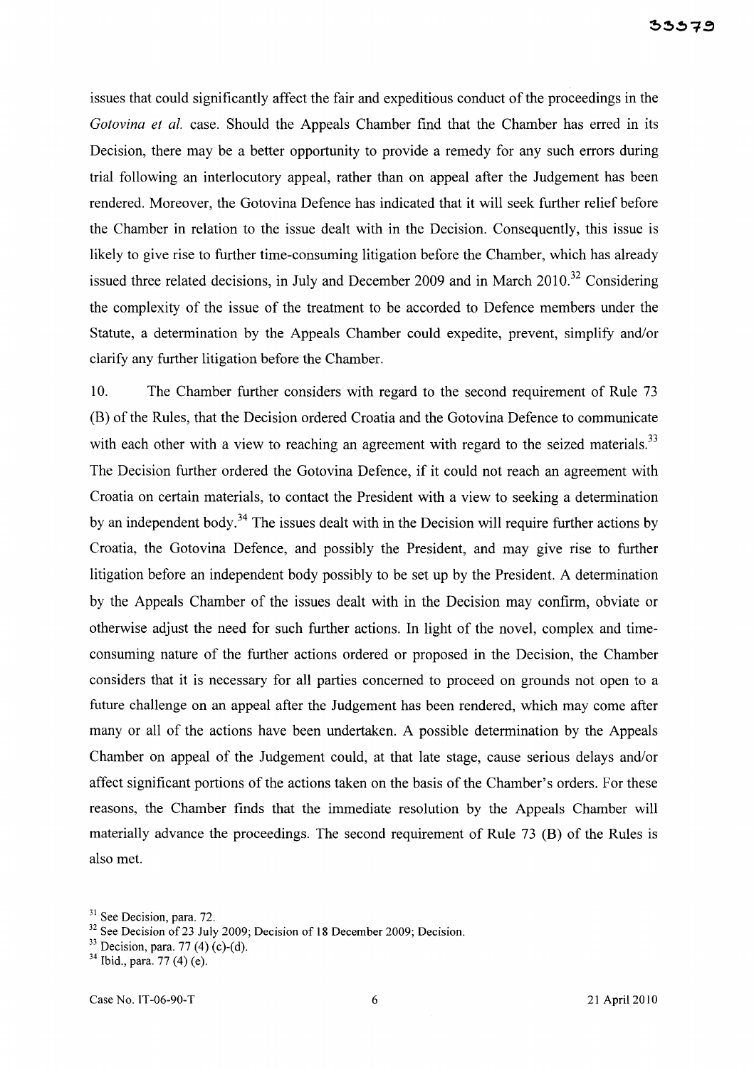issues that could significantly affect the fair and expeditious conduct of the proceedings in the *Gotovina et al.* case. Should the Appeals Chamber find that the Chamber has erred in its Decision, there may be a better opportunity to provide a remedy for any such errors during trial following an interlocutory appeal, rather than on appeal after the Judgement has been rendered. Moreover, the Gotovina Defence has indicated that it will seek further relief before the Chamber in relation to the issue dealt with in the Decision. Consequently, this issue is likely to give rise to further time-consuming litigation before the Chamber, which has already issued three related decisions, in July and December 2009 and in March 2010.[32] Considering the complexity of the issue of the treatment to be accorded to Defence members under the Statute, a determination by the Appeals Chamber could expedite, prevent, simplify and/or clarify any further litigation before the Chamber.

10. The Chamber further considers with regard to the second requirement of Rule 73 (B) of the Rules, that the Decision ordered Croatia and the Gotovina Defence to communicate with each other with a view to reaching an agreement with regard to the seized materials.[33] The Decision further ordered the Gotovina Defence, if it could not reach an agreement with Croatia on certain materials, to contact the President with a view to seeking a determination by an independent body.[34] The issues dealt with in the Decision will require further actions by Croatia, the Gotovina Defence, and possibly the President, and may give rise to further litigation before an independent body possibly to be set up by the President. A determination by the Appeals Chamber of the issues dealt with in the Decision may confirm, obviate or otherwise adjust the need for such further actions. In light of the novel, complex and time-consuming nature of the further actions ordered or proposed in the Decision, the Chamber considers that it is necessary for all parties concerned to proceed on grounds not open to a future challenge on an appeal after the Judgement has been rendered, which may come after many or all of the actions have been undertaken. A possible determination by the Appeals Chamber on appeal of the Judgement could, at that late stage, cause serious delays and/or affect significant portions of the actions taken on the basis of the Chamber's orders. For these reasons, the Chamber finds that the immediate resolution by the Appeals Chamber will materially advance the proceedings. The second requirement of Rule 73 (B) of the Rules is also met.

---

[31] See Decision, para. 72.

[32] See Decision of 23 July 2009; Decision of 18 December 2009; Decision.

[33] Decision, para. 77 (4) (c)-(d).

[34] Ibid., para. 77 (4) (e).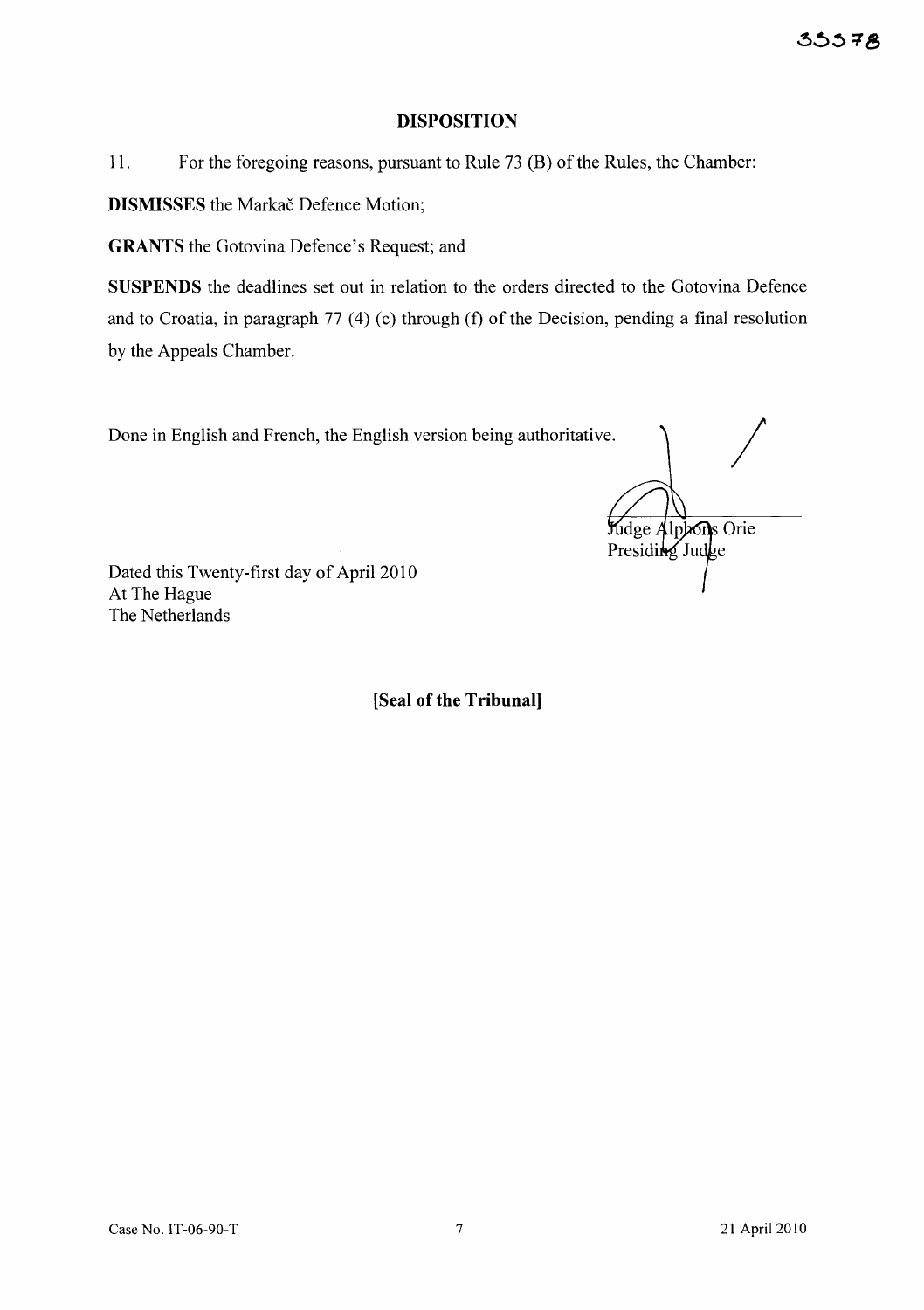## DISPOSITION

11. For the foregoing reasons, pursuant to Rule 73 (B) of the Rules, the Chamber:

**DISMISSES** the Markač Defence Motion;

**GRANTS** the Gotovina Defence's Request; and

**SUSPENDS** the deadlines set out in relation to the orders directed to the Gotovina Defence and to Croatia, in paragraph 77 (4) (c) through (f) of the Decision, pending a final resolution by the Appeals Chamber.

Done in English and French, the English version being authoritative.

Judge Alphons Orie
Presiding Judge

Dated this Twenty-first day of April 2010
At The Hague
The Netherlands

**[Seal of the Tribunal]**